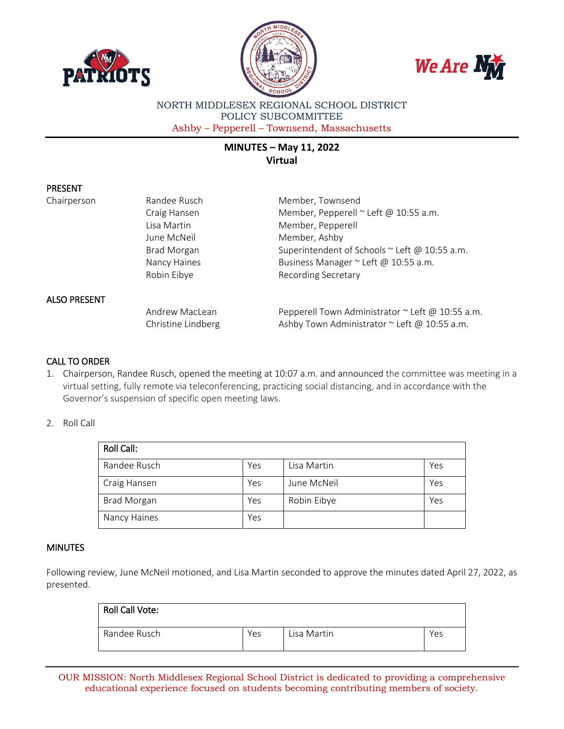NORTH MIDDLESEX REGIONAL SCHOOL DISTRICT
POLICY SUBCOMMITTEE
Ashby – Pepperell – Townsend, Massachusetts

## MINUTES – May 11, 2022
**Virtual**

### PRESENT

| | | |
|---|---|---|
| Chairperson | Randee Rusch | Member, Townsend |
| | Craig Hansen | Member, Pepperell ~ Left @ 10:55 a.m. |
| | Lisa Martin | Member, Pepperell |
| | June McNeil | Member, Ashby |
| | Brad Morgan | Superintendent of Schools ~ Left @ 10:55 a.m. |
| | Nancy Haines | Business Manager ~ Left @ 10:55 a.m. |
| | Robin Eibye | Recording Secretary |

### ALSO PRESENT

| | |
|---|---|
| Andrew MacLean | Pepperell Town Administrator ~ Left @ 10:55 a.m. |
| Christine Lindberg | Ashby Town Administrator ~ Left @ 10:55 a.m. |

### CALL TO ORDER

1. Chairperson, Randee Rusch, opened the meeting at 10:07 a.m. and announced the committee was meeting in a virtual setting, fully remote via teleconferencing, practicing social distancing, and in accordance with the Governor's suspension of specific open meeting laws.

2. Roll Call

| Roll Call: | | | |
|---|---|---|---|
| Randee Rusch | Yes | Lisa Martin | Yes |
| Craig Hansen | Yes | June McNeil | Yes |
| Brad Morgan | Yes | Robin Eibye | Yes |
| Nancy Haines | Yes | | |

### MINUTES

Following review, June McNeil motioned, and Lisa Martin seconded to approve the minutes dated April 27, 2022, as presented.

| Roll Call Vote: | | | |
|---|---|---|---|
| Randee Rusch | Yes | Lisa Martin | Yes |

OUR MISSION: North Middlesex Regional School District is dedicated to providing a comprehensive educational experience focused on students becoming contributing members of society.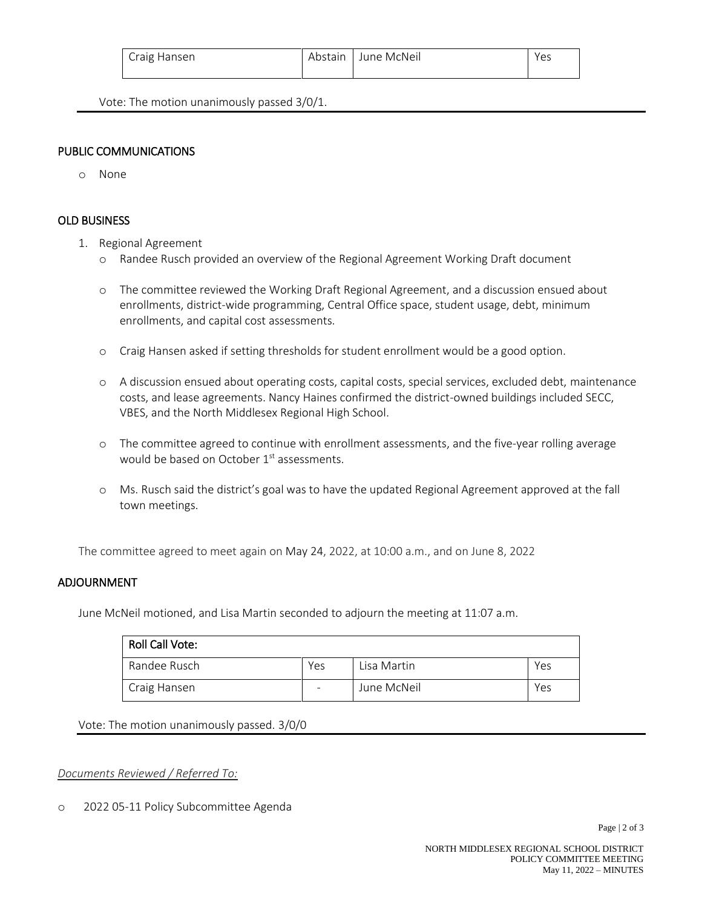| Craig Hansen | Abstain | June McNeil | Yes |
|---|---|---|---|

Vote: The motion unanimously passed 3/0/1.

## PUBLIC COMMUNICATIONS

- None

## OLD BUSINESS

1. Regional Agreement
   - Randee Rusch provided an overview of the Regional Agreement Working Draft document
   - The committee reviewed the Working Draft Regional Agreement, and a discussion ensued about enrollments, district-wide programming, Central Office space, student usage, debt, minimum enrollments, and capital cost assessments.
   - Craig Hansen asked if setting thresholds for student enrollment would be a good option.
   - A discussion ensued about operating costs, capital costs, special services, excluded debt, maintenance costs, and lease agreements. Nancy Haines confirmed the district-owned buildings included SECC, VBES, and the North Middlesex Regional High School.
   - The committee agreed to continue with enrollment assessments, and the five-year rolling average would be based on October 1st assessments.
   - Ms. Rusch said the district's goal was to have the updated Regional Agreement approved at the fall town meetings.

The committee agreed to meet again on May 24, 2022, at 10:00 a.m., and on June 8, 2022

## ADJOURNMENT

June McNeil motioned, and Lisa Martin seconded to adjourn the meeting at 11:07 a.m.

| Roll Call Vote: | | | |
|---|---|---|---|
| Randee Rusch | Yes | Lisa Martin | Yes |
| Craig Hansen | - | June McNeil | Yes |

Vote: The motion unanimously passed. 3/0/0

*Documents Reviewed / Referred To:*

- 2022 05-11 Policy Subcommittee Agenda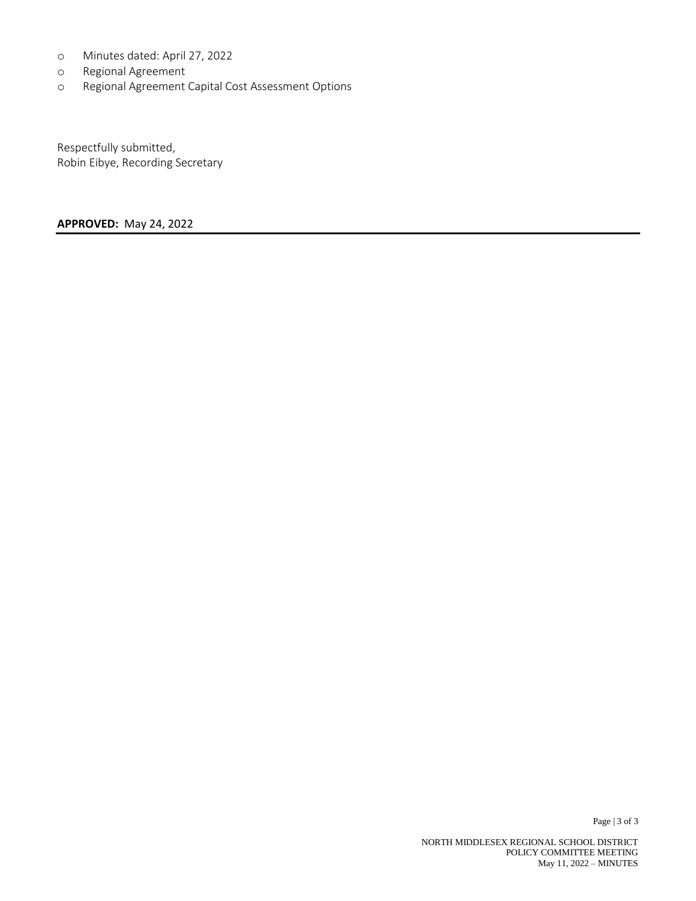- Minutes dated: April 27, 2022
- Regional Agreement
- Regional Agreement Capital Cost Assessment Options

Respectfully submitted,
Robin Eibye, Recording Secretary

**APPROVED:** May 24, 2022